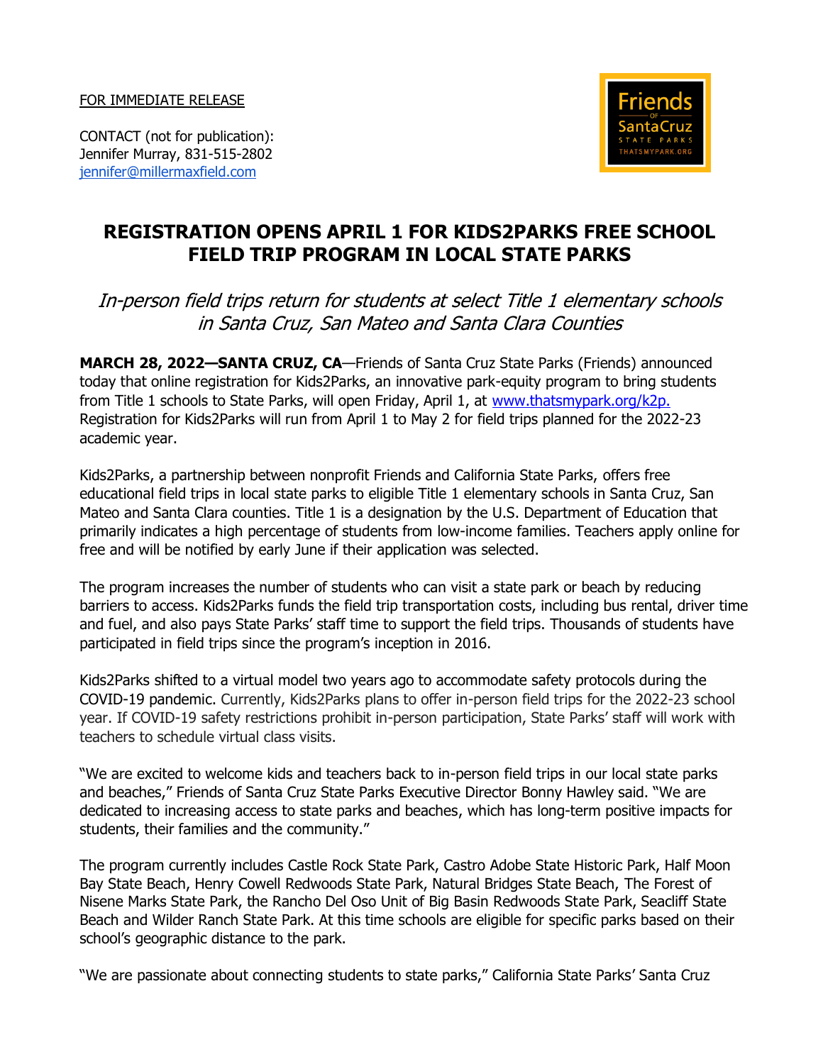FOR IMMEDIATE RELEASE

CONTACT (not for publication):
Jennifer Murray, 831-515-2802
jennifer@millermaxfield.com

Friends of SantaCruz State Parks THATSMYPARK.ORG

# REGISTRATION OPENS APRIL 1 FOR KIDS2PARKS FREE SCHOOL FIELD TRIP PROGRAM IN LOCAL STATE PARKS

*In-person field trips return for students at select Title 1 elementary schools in Santa Cruz, San Mateo and Santa Clara Counties*

**MARCH 28, 2022—SANTA CRUZ, CA**—Friends of Santa Cruz State Parks (Friends) announced today that online registration for Kids2Parks, an innovative park-equity program to bring students from Title 1 schools to State Parks, will open Friday, April 1, at www.thatsmypark.org/k2p. Registration for Kids2Parks will run from April 1 to May 2 for field trips planned for the 2022-23 academic year.

Kids2Parks, a partnership between nonprofit Friends and California State Parks, offers free educational field trips in local state parks to eligible Title 1 elementary schools in Santa Cruz, San Mateo and Santa Clara counties. Title 1 is a designation by the U.S. Department of Education that primarily indicates a high percentage of students from low-income families. Teachers apply online for free and will be notified by early June if their application was selected.

The program increases the number of students who can visit a state park or beach by reducing barriers to access. Kids2Parks funds the field trip transportation costs, including bus rental, driver time and fuel, and also pays State Parks' staff time to support the field trips. Thousands of students have participated in field trips since the program's inception in 2016.

Kids2Parks shifted to a virtual model two years ago to accommodate safety protocols during the COVID-19 pandemic. Currently, Kids2Parks plans to offer in-person field trips for the 2022-23 school year. If COVID-19 safety restrictions prohibit in-person participation, State Parks' staff will work with teachers to schedule virtual class visits.

"We are excited to welcome kids and teachers back to in-person field trips in our local state parks and beaches," Friends of Santa Cruz State Parks Executive Director Bonny Hawley said. "We are dedicated to increasing access to state parks and beaches, which has long-term positive impacts for students, their families and the community."

The program currently includes Castle Rock State Park, Castro Adobe State Historic Park, Half Moon Bay State Beach, Henry Cowell Redwoods State Park, Natural Bridges State Beach, The Forest of Nisene Marks State Park, the Rancho Del Oso Unit of Big Basin Redwoods State Park, Seacliff State Beach and Wilder Ranch State Park. At this time schools are eligible for specific parks based on their school's geographic distance to the park.

"We are passionate about connecting students to state parks," California State Parks' Santa Cruz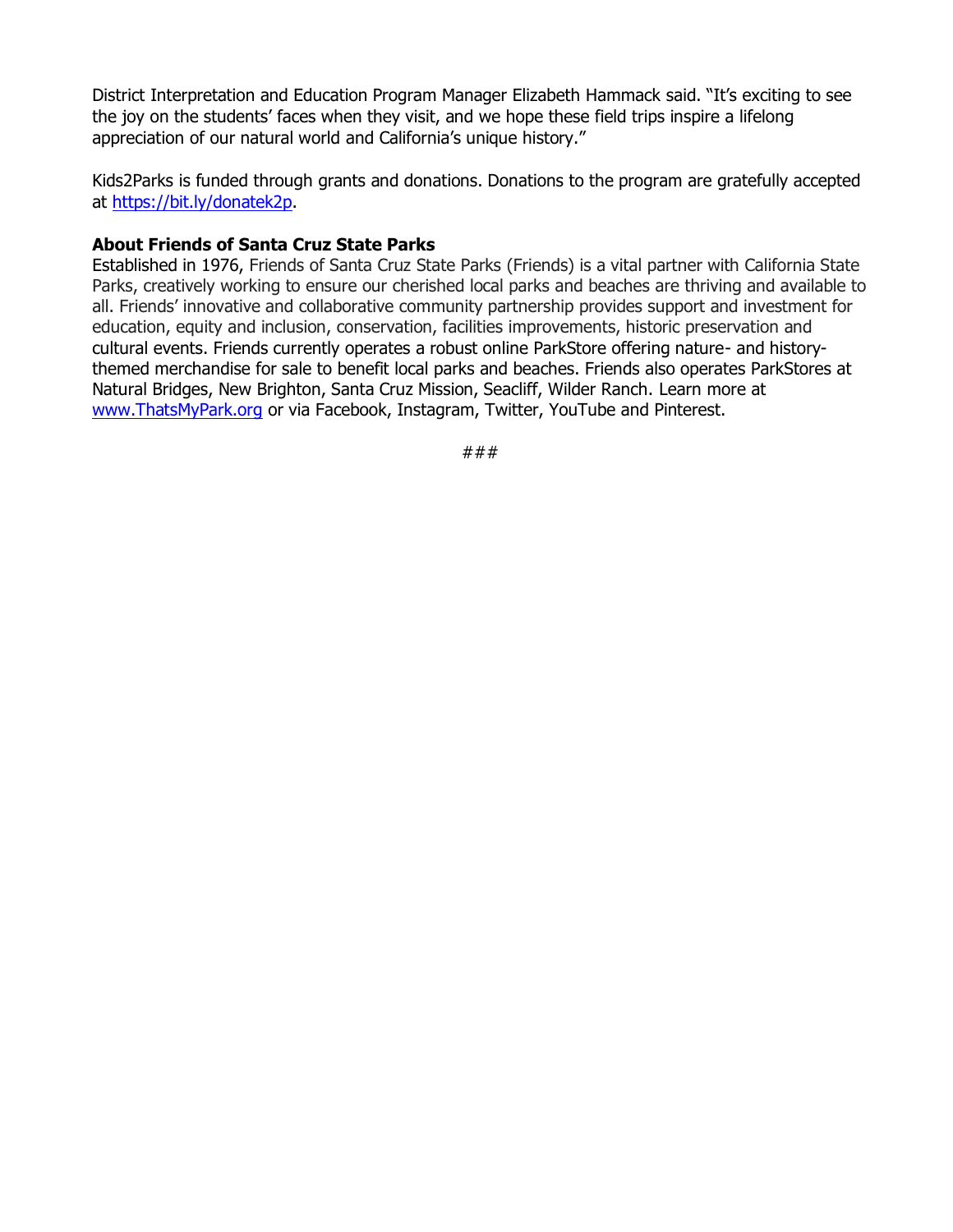District Interpretation and Education Program Manager Elizabeth Hammack said. "It's exciting to see the joy on the students' faces when they visit, and we hope these field trips inspire a lifelong appreciation of our natural world and California's unique history."

Kids2Parks is funded through grants and donations. Donations to the program are gratefully accepted at https://bit.ly/donatek2p.

**About Friends of Santa Cruz State Parks**
Established in 1976, Friends of Santa Cruz State Parks (Friends) is a vital partner with California State Parks, creatively working to ensure our cherished local parks and beaches are thriving and available to all. Friends' innovative and collaborative community partnership provides support and investment for education, equity and inclusion, conservation, facilities improvements, historic preservation and cultural events. Friends currently operates a robust online ParkStore offering nature- and history-themed merchandise for sale to benefit local parks and beaches. Friends also operates ParkStores at Natural Bridges, New Brighton, Santa Cruz Mission, Seacliff, Wilder Ranch. Learn more at www.ThatsMyPark.org or via Facebook, Instagram, Twitter, YouTube and Pinterest.

###